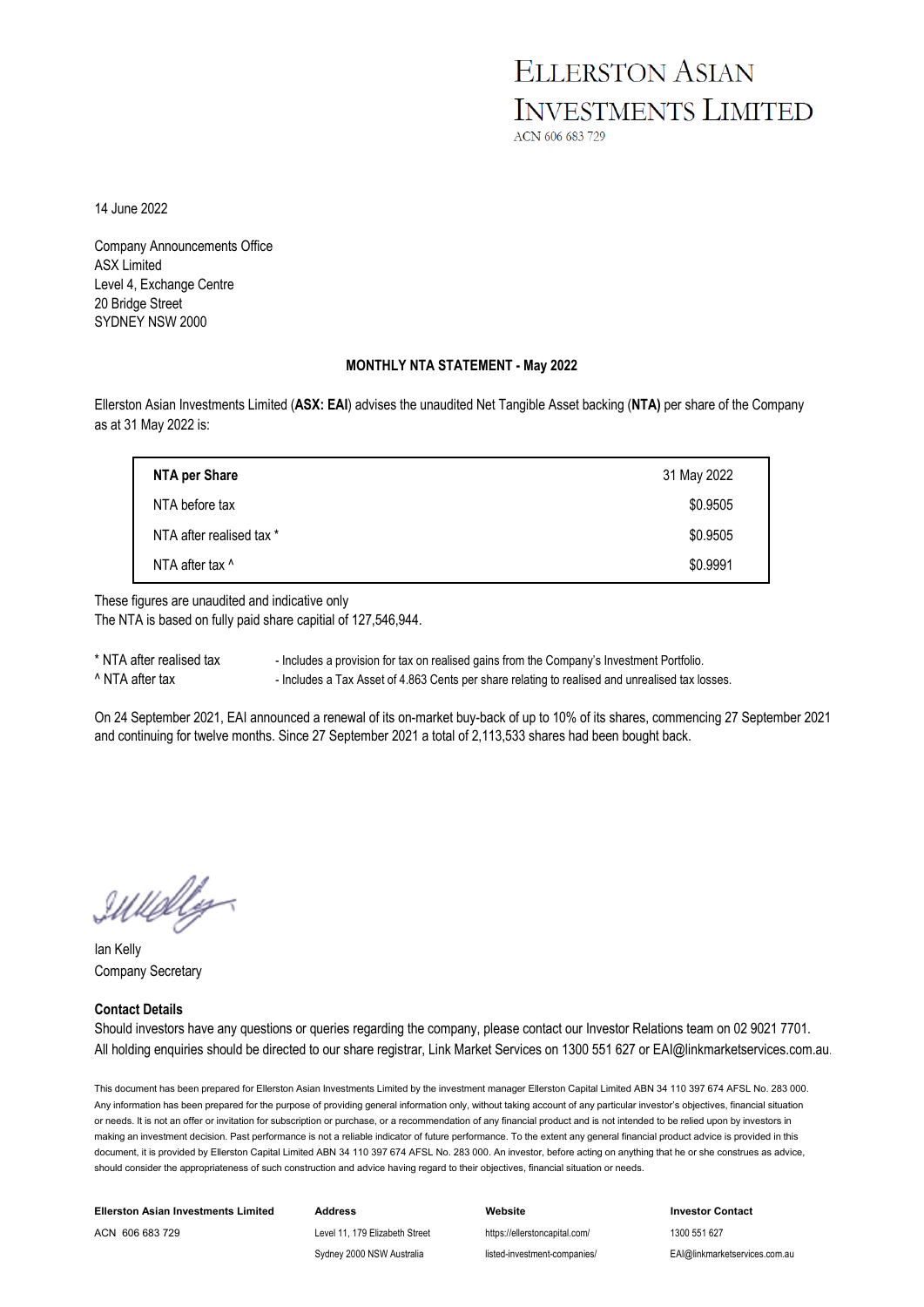# ELLERSTON ASIAN INVESTMENTS LIMITED

ACN 606 683 729

14 June 2022

Company Announcements Office
ASX Limited
Level 4, Exchange Centre
20 Bridge Street
SYDNEY NSW 2000

**MONTHLY NTA STATEMENT - May 2022**

Ellerston Asian Investments Limited (**ASX: EAI**) advises the unaudited Net Tangible Asset backing (**NTA)** per share of the Company as at 31 May 2022 is:

| **NTA per Share** | 31 May 2022 |
|---|---|
| NTA before tax | $0.9505 |
| NTA after realised tax * | $0.9505 |
| NTA after tax ^ | $0.9991 |

These figures are unaudited and indicative only
The NTA is based on fully paid share capital of 127,546,944.

\* NTA after realised tax - Includes a provision for tax on realised gains from the Company's Investment Portfolio.
^ NTA after tax - Includes a Tax Asset of 4.863 Cents per share relating to realised and unrealised tax losses.

On 24 September 2021, EAI announced a renewal of its on-market buy-back of up to 10% of its shares, commencing 27 September 2021 and continuing for twelve months. Since 27 September 2021 a total of 2,113,533 shares had been bought back.

Ian Kelly
Company Secretary

**Contact Details**
Should investors have any questions or queries regarding the company, please contact our Investor Relations team on 02 9021 7701.
All holding enquiries should be directed to our share registrar, Link Market Services on 1300 551 627 or EAI@linkmarketservices.com.au.

This document has been prepared for Ellerston Asian Investments Limited by the investment manager Ellerston Capital Limited ABN 34 110 397 674 AFSL No. 283 000. Any information has been prepared for the purpose of providing general information only, without taking account of any particular investor's objectives, financial situation or needs. It is not an offer or invitation for subscription or purchase, or a recommendation of any financial product and is not intended to be relied upon by investors in making an investment decision. Past performance is not a reliable indicator of future performance. To the extent any general financial product advice is provided in this document, it is provided by Ellerston Capital Limited ABN 34 110 397 674 AFSL No. 283 000. An investor, before acting on anything that he or she construes as advice, should consider the appropriateness of such construction and advice having regard to their objectives, financial situation or needs.

| **Ellerston Asian Investments Limited** | **Address** | **Website** | **Investor Contact** |
|---|---|---|---|
| ACN 606 683 729 | Level 11, 179 Elizabeth Street | https://ellerstoncapital.com/ | 1300 551 627 |
| | Sydney 2000 NSW Australia | listed-investment-companies/ | EAI@linkmarketservices.com.au |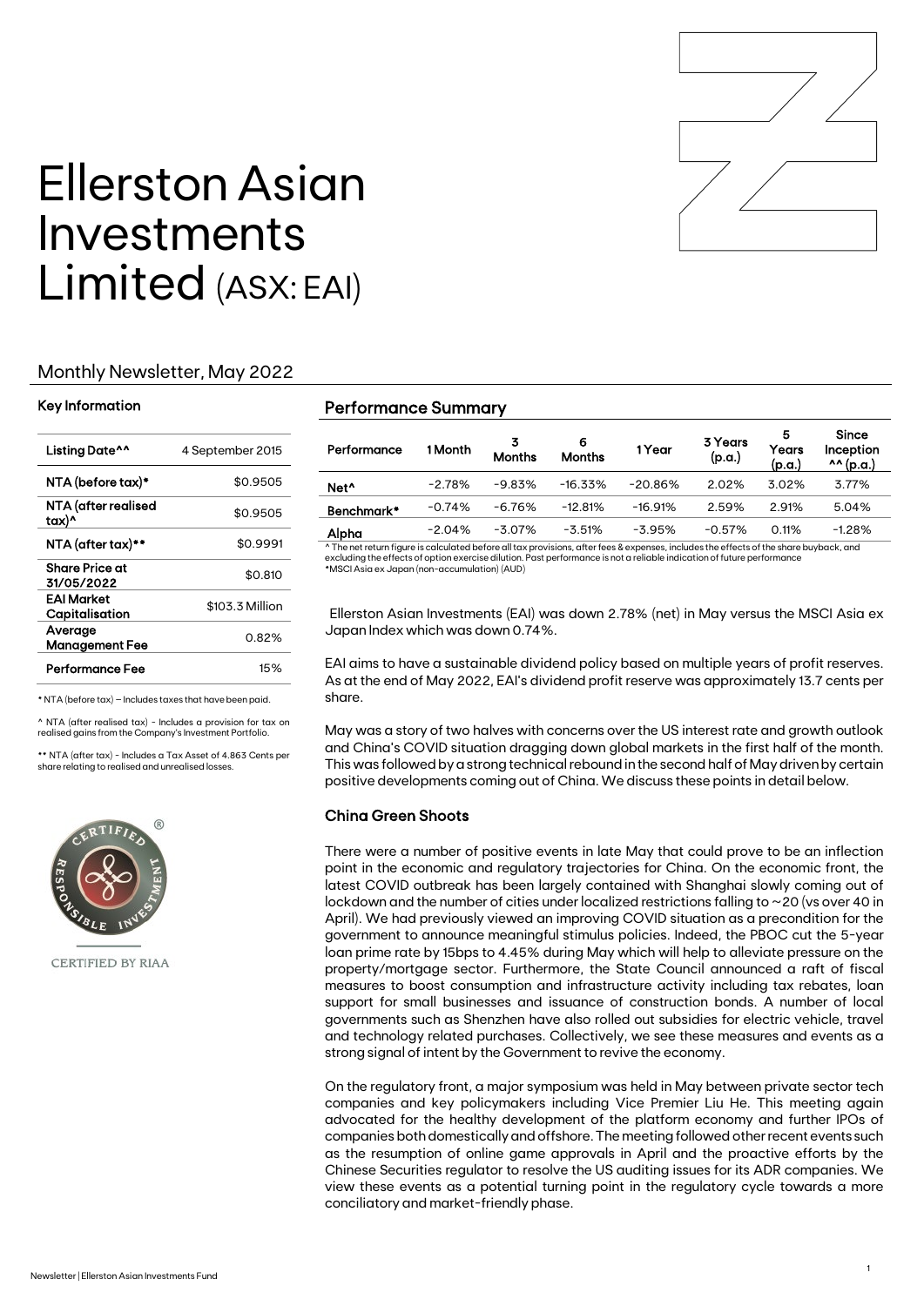# Ellerston Asian Investments Limited (ASX: EAI)

## Monthly Newsletter, May 2022

### Key Information

| | |
|---|---|
| Listing Date^^ | 4 September 2015 |
| NTA (before tax)* | $0.9505 |
| NTA (after realised tax)^ | $0.9505 |
| NTA (after tax)** | $0.9991 |
| Share Price at 31/05/2022 | $0.810 |
| EAI Market Capitalisation | $103.3 Million |
| Average Management Fee | 0.82% |
| Performance Fee | 15% |

* NTA (before tax) – Includes taxes that have been paid.

^ NTA (after realised tax) - Includes a provision for tax on realised gains from the Company's Investment Portfolio.

** NTA (after tax) - Includes a Tax Asset of 4.863 Cents per share relating to realised and unrealised losses.

CERTIFIED BY RIAA

### Performance Summary

| Performance | 1 Month | 3 Months | 6 Months | 1 Year | 3 Years (p.a.) | 5 Years (p.a.) | Since Inception ^^ (p.a.) |
|---|---|---|---|---|---|---|---|
| Net^ | -2.78% | -9.83% | -16.33% | -20.86% | 2.02% | 3.02% | 3.77% |
| Benchmark* | -0.74% | -6.76% | -12.81% | -16.91% | 2.59% | 2.91% | 5.04% |
| Alpha | -2.04% | -3.07% | -3.51% | -3.95% | -0.57% | 0.11% | -1.28% |

^ The net return figure is calculated before all tax provisions, after fees & expenses, includes the effects of the share buyback, and excluding the effects of option exercise dilution. Past performance is not a reliable indication of future performance
*MSCI Asia ex Japan (non-accumulation) (AUD)

Ellerston Asian Investments (EAI) was down 2.78% (net) in May versus the MSCI Asia ex Japan Index which was down 0.74%.

EAI aims to have a sustainable dividend policy based on multiple years of profit reserves. As at the end of May 2022, EAI's dividend profit reserve was approximately 13.7 cents per share.

May was a story of two halves with concerns over the US interest rate and growth outlook and China's COVID situation dragging down global markets in the first half of the month. This was followed by a strong technical rebound in the second half of May driven by certain positive developments coming out of China. We discuss these points in detail below.

### China Green Shoots

There were a number of positive events in late May that could prove to be an inflection point in the economic and regulatory trajectories for China. On the economic front, the latest COVID outbreak has been largely contained with Shanghai slowly coming out of lockdown and the number of cities under localized restrictions falling to ~20 (vs over 40 in April). We had previously viewed an improving COVID situation as a precondition for the government to announce meaningful stimulus policies. Indeed, the PBOC cut the 5-year loan prime rate by 15bps to 4.45% during May which will help to alleviate pressure on the property/mortgage sector. Furthermore, the State Council announced a raft of fiscal measures to boost consumption and infrastructure activity including tax rebates, loan support for small businesses and issuance of construction bonds. A number of local governments such as Shenzhen have also rolled out subsidies for electric vehicle, travel and technology related purchases. Collectively, we see these measures and events as a strong signal of intent by the Government to revive the economy.

On the regulatory front, a major symposium was held in May between private sector tech companies and key policymakers including Vice Premier Liu He. This meeting again advocated for the healthy development of the platform economy and further IPOs of companies both domestically and offshore. The meeting followed other recent events such as the resumption of online game approvals in April and the proactive efforts by the Chinese Securities regulator to resolve the US auditing issues for its ADR companies. We view these events as a potential turning point in the regulatory cycle towards a more conciliatory and market-friendly phase.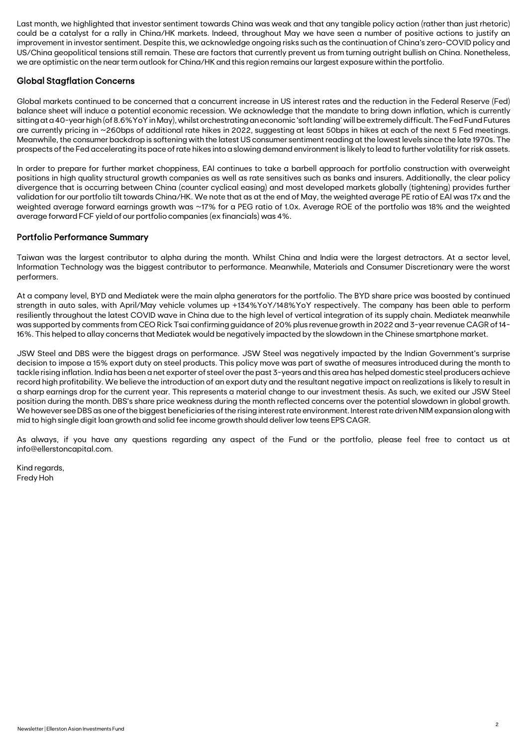Last month, we highlighted that investor sentiment towards China was weak and that any tangible policy action (rather than just rhetoric) could be a catalyst for a rally in China/HK markets. Indeed, throughout May we have seen a number of positive actions to justify an improvement in investor sentiment. Despite this, we acknowledge ongoing risks such as the continuation of China's zero-COVID policy and US/China geopolitical tensions still remain. These are factors that currently prevent us from turning outright bullish on China. Nonetheless, we are optimistic on the near term outlook for China/HK and this region remains our largest exposure within the portfolio.

## Global Stagflation Concerns

Global markets continued to be concerned that a concurrent increase in US interest rates and the reduction in the Federal Reserve (Fed) balance sheet will induce a potential economic recession. We acknowledge that the mandate to bring down inflation, which is currently sitting at a 40-year high (of 8.6% YoY in May), whilst orchestrating an economic 'soft landing' will be extremely difficult. The Fed Fund Futures are currently pricing in ~260bps of additional rate hikes in 2022, suggesting at least 50bps in hikes at each of the next 5 Fed meetings. Meanwhile, the consumer backdrop is softening with the latest US consumer sentiment reading at the lowest levels since the late 1970s. The prospects of the Fed accelerating its pace of rate hikes into a slowing demand environment is likely to lead to further volatility for risk assets.

In order to prepare for further market choppiness, EAI continues to take a barbell approach for portfolio construction with overweight positions in high quality structural growth companies as well as rate sensitives such as banks and insurers. Additionally, the clear policy divergence that is occurring between China (counter cyclical easing) and most developed markets globally (tightening) provides further validation for our portfolio tilt towards China/HK. We note that as at the end of May, the weighted average PE ratio of EAI was 17x and the weighted average forward earnings growth was ~17% for a PEG ratio of 1.0x. Average ROE of the portfolio was 18% and the weighted average forward FCF yield of our portfolio companies (ex financials) was 4%.

## Portfolio Performance Summary

Taiwan was the largest contributor to alpha during the month. Whilst China and India were the largest detractors. At a sector level, Information Technology was the biggest contributor to performance. Meanwhile, Materials and Consumer Discretionary were the worst performers.

At a company level, BYD and Mediatek were the main alpha generators for the portfolio. The BYD share price was boosted by continued strength in auto sales, with April/May vehicle volumes up +134%YoY/148%YoY respectively. The company has been able to perform resiliently throughout the latest COVID wave in China due to the high level of vertical integration of its supply chain. Mediatek meanwhile was supported by comments from CEO Rick Tsai confirming guidance of 20% plus revenue growth in 2022 and 3-year revenue CAGR of 14-16%. This helped to allay concerns that Mediatek would be negatively impacted by the slowdown in the Chinese smartphone market.

JSW Steel and DBS were the biggest drags on performance. JSW Steel was negatively impacted by the Indian Government's surprise decision to impose a 15% export duty on steel products. This policy move was part of swathe of measures introduced during the month to tackle rising inflation. India has been a net exporter of steel over the past 3-years and this area has helped domestic steel producers achieve record high profitability. We believe the introduction of an export duty and the resultant negative impact on realizations is likely to result in a sharp earnings drop for the current year. This represents a material change to our investment thesis. As such, we exited our JSW Steel position during the month. DBS's share price weakness during the month reflected concerns over the potential slowdown in global growth. We however see DBS as one of the biggest beneficiaries of the rising interest rate environment. Interest rate driven NIM expansion along with mid to high single digit loan growth and solid fee income growth should deliver low teens EPS CAGR.

As always, if you have any questions regarding any aspect of the Fund or the portfolio, please feel free to contact us at info@ellerstoncapital.com.

Kind regards,
Fredy Hoh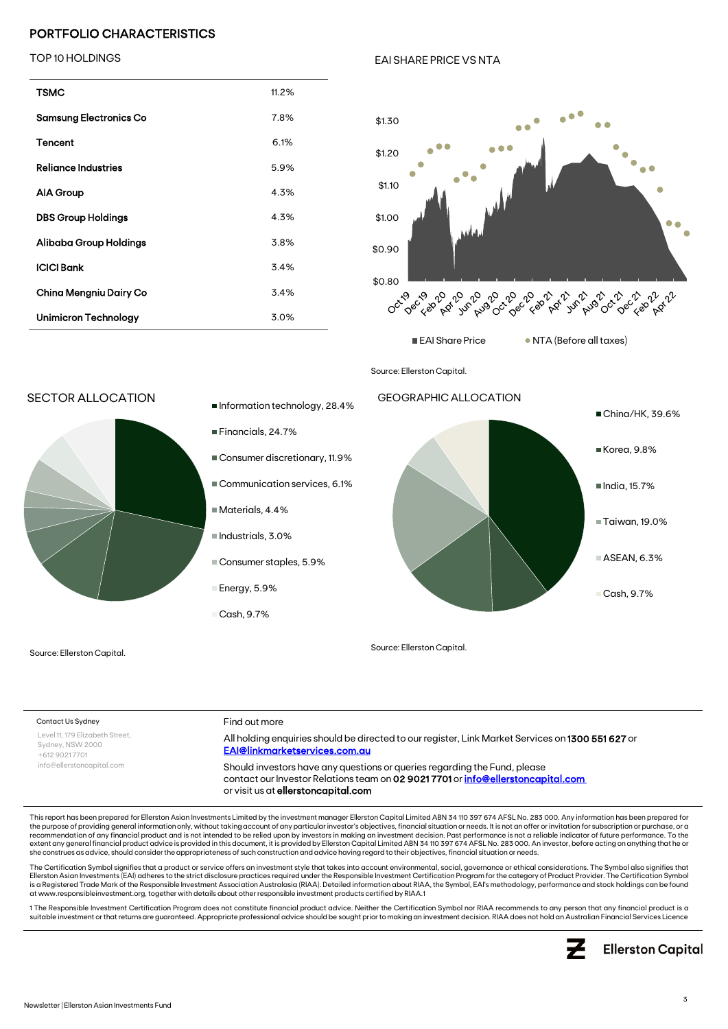## PORTFOLIO CHARACTERISTICS

### TOP 10 HOLDINGS

| | |
|---|---|
| TSMC | 11.2% |
| Samsung Electronics Co | 7.8% |
| Tencent | 6.1% |
| Reliance Industries | 5.9% |
| AIA Group | 4.3% |
| DBS Group Holdings | 4.3% |
| Alibaba Group Holdings | 3.8% |
| ICICI Bank | 3.4% |
| China Mengniu Dairy Co | 3.4% |
| Unimicron Technology | 3.0% |

### EAI SHARE PRICE VS NTA

$1.30
$1.20
$1.10
$1.00
$0.90
$0.80

Oct 19, Dec 19, Feb 20, Apr 20, Jun 20, Aug 20, Oct 20, Dec 20, Feb 21, Apr 21, Jun 21, Aug 21, Oct 21, Dec 21, Feb 22, Apr 22

EAI Share Price
NTA (Before all taxes)

Source: Ellerston Capital.

### SECTOR ALLOCATION

Information technology, 28.4%
Financials, 24.7%
Consumer discretionary, 11.9%
Communication services, 6.1%
Materials, 4.4%
Industrials, 3.0%
Consumer staples, 5.9%
Energy, 5.9%
Cash, 9.7%

Source: Ellerston Capital.

### GEOGRAPHIC ALLOCATION

China/HK, 39.6%
Korea, 9.8%
India, 15.7%
Taiwan, 19.0%
ASEAN, 6.3%
Cash, 9.7%

Source: Ellerston Capital.

---

Contact Us Sydney

Level 11, 179 Elizabeth Street,
Sydney, NSW 2000
+612 9021 7701
info@ellerstoncapital.com

Find out more

All holding enquiries should be directed to our register, Link Market Services on **1300 551 627** or [EAI@linkmarketservices.com.au](mailto:EAI@linkmarketservices.com.au)

Should investors have any questions or queries regarding the Fund, please contact our Investor Relations team on **02 9021 7701** or [info@ellerstoncapital.com](mailto:info@ellerstoncapital.com) or visit us at **ellerstoncapital.com**

---

This report has been prepared for Ellerston Asian Investments Limited by the investment manager Ellerston Capital Limited ABN 34 110 397 674 AFSL No. 283 000. Any information has been prepared for the purpose of providing general information only, without taking account of any particular investor's objectives, financial situation or needs. It is not an offer or invitation for subscription or purchase, or a recommendation of any financial product and is not intended to be relied upon by investors in making an investment decision. Past performance is not a reliable indicator of future performance. To the extent any general financial product advice is provided in this document, it is provided by Ellerston Capital Limited ABN 34 110 397 674 AFSL No. 283 000. An investor, before acting on anything that he or she construes as advice, should consider the appropriateness of such construction and advice having regard to their objectives, financial situation or needs.

The Certification Symbol signifies that a product or service offers an investment style that takes into account environmental, social, governance or ethical considerations. The Symbol also signifies that Ellerston Asian Investments (EAI) adheres to the strict disclosure practices required under the Responsible Investment Certification Program for the category of Product Provider. The Certification Symbol is a Registered Trade Mark of the Responsible Investment Association Australasia (RIAA). Detailed information about RIAA, the Symbol, EAI's methodology, performance and stock holdings can be found at www.responsibleinvestment.org, together with details about other responsible investment products certified by RIAA.1

1 The Responsible Investment Certification Program does not constitute financial product advice. Neither the Certification Symbol nor RIAA recommends to any person that any financial product is a suitable investment or that returns are guaranteed. Appropriate professional advice should be sought prior to making an investment decision. RIAA does not hold an Australian Financial Services Licence

Ellerston Capital